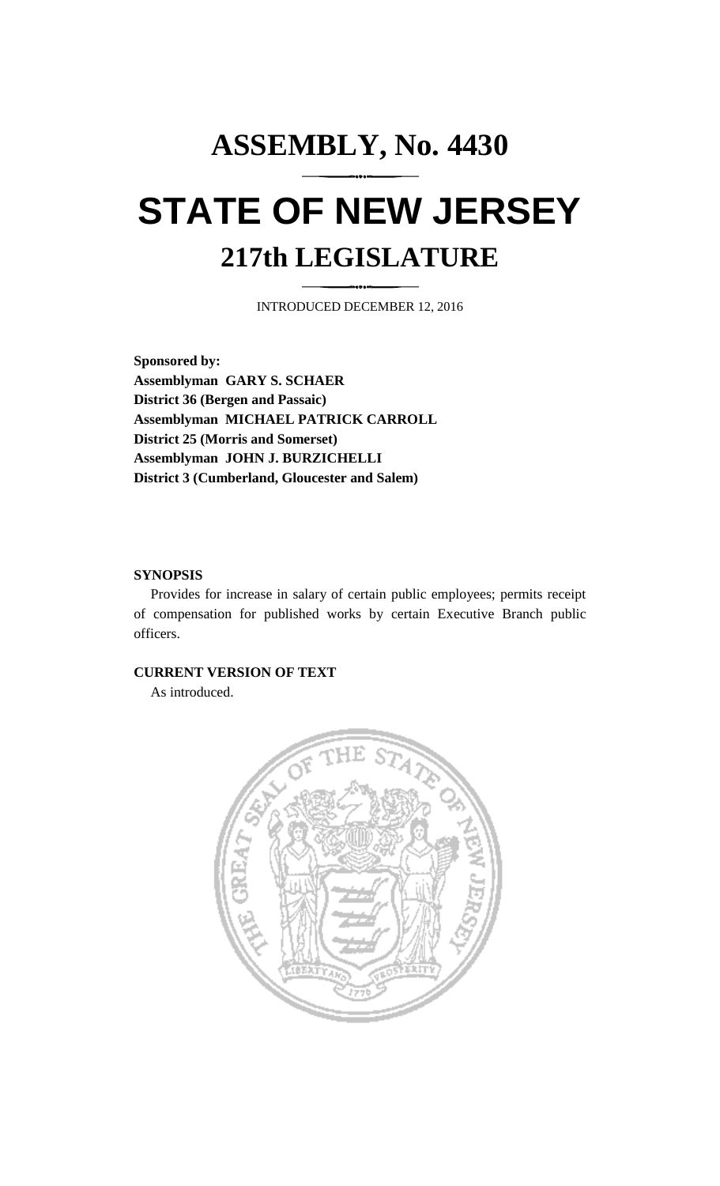# ASSEMBLY, No. 4430

# STATE OF NEW JERSEY

## 217th LEGISLATURE

INTRODUCED DECEMBER 12, 2016

**Sponsored by:**
**Assemblyman GARY S. SCHAER**
**District 36 (Bergen and Passaic)**
**Assemblyman MICHAEL PATRICK CARROLL**
**District 25 (Morris and Somerset)**
**Assemblyman JOHN J. BURZICHELLI**
**District 3 (Cumberland, Gloucester and Salem)**

**SYNOPSIS**

Provides for increase in salary of certain public employees; permits receipt of compensation for published works by certain Executive Branch public officers.

**CURRENT VERSION OF TEXT**

As introduced.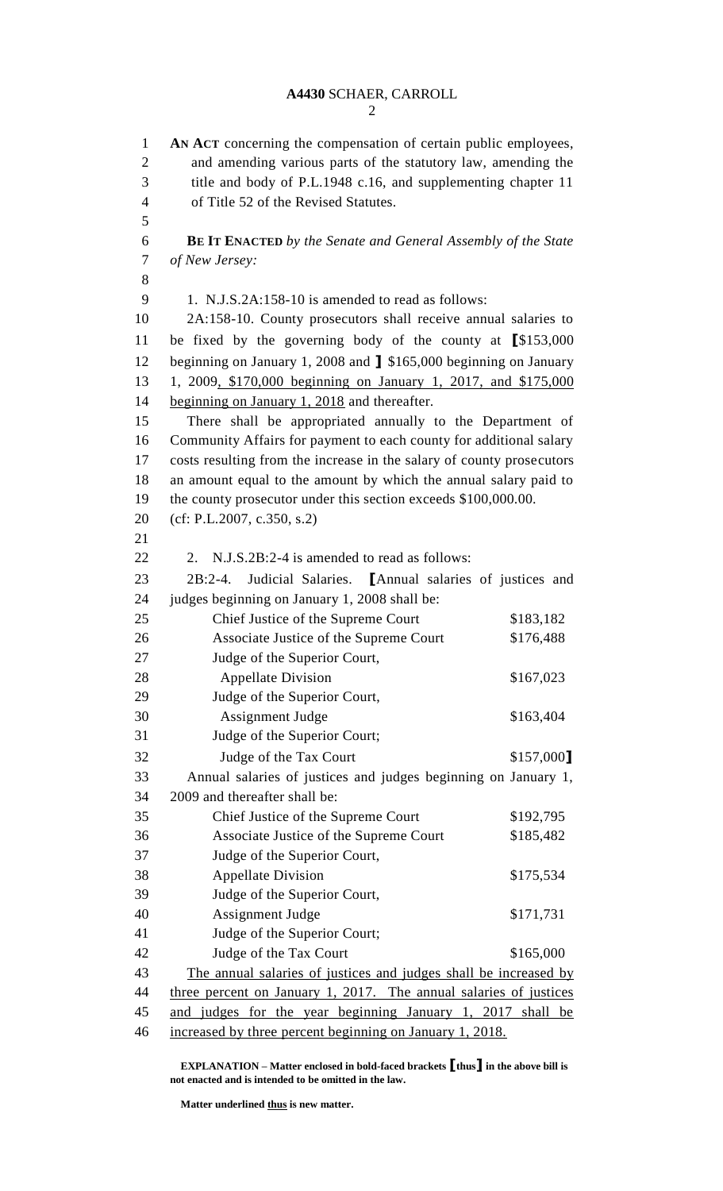**AN ACT** concerning the compensation of certain public employees, and amending various parts of the statutory law, amending the title and body of P.L.1948 c.16, and supplementing chapter 11 of Title 52 of the Revised Statutes.

**BE IT ENACTED** *by the Senate and General Assembly of the State of New Jersey:*

1. N.J.S.2A:158-10 is amended to read as follows:

2A:158-10. County prosecutors shall receive annual salaries to be fixed by the governing body of the county at **[**$153,000 beginning on January 1, 2008 and **]** $165,000 beginning on January 1, 2009, $170,000 beginning on January 1, 2017, and $175,000 beginning on January 1, 2018 and thereafter.

There shall be appropriated annually to the Department of Community Affairs for payment to each county for additional salary costs resulting from the increase in the salary of county prosecutors an amount equal to the amount by which the annual salary paid to the county prosecutor under this section exceeds $100,000.00.

(cf: P.L.2007, c.350, s.2)

2. N.J.S.2B:2-4 is amended to read as follows:

2B:2-4. Judicial Salaries. **[**Annual salaries of justices and judges beginning on January 1, 2008 shall be:

| | |
|---|---|
| Chief Justice of the Supreme Court | $183,182 |
| Associate Justice of the Supreme Court | $176,488 |
| Judge of the Superior Court, Appellate Division | $167,023 |
| Judge of the Superior Court, Assignment Judge | $163,404 |
| Judge of the Superior Court; Judge of the Tax Court | $157,000**]** |

Annual salaries of justices and judges beginning on January 1, 2009 and thereafter shall be:

| | |
|---|---|
| Chief Justice of the Supreme Court | $192,795 |
| Associate Justice of the Supreme Court | $185,482 |
| Judge of the Superior Court, Appellate Division | $175,534 |
| Judge of the Superior Court, Assignment Judge | $171,731 |
| Judge of the Superior Court; Judge of the Tax Court | $165,000 |

The annual salaries of justices and judges shall be increased by three percent on January 1, 2017. The annual salaries of justices and judges for the year beginning January 1, 2017 shall be increased by three percent beginning on January 1, 2018.

**EXPLANATION – Matter enclosed in bold-faced brackets [thus] in the above bill is not enacted and is intended to be omitted in the law.**

**Matter underlined thus is new matter.**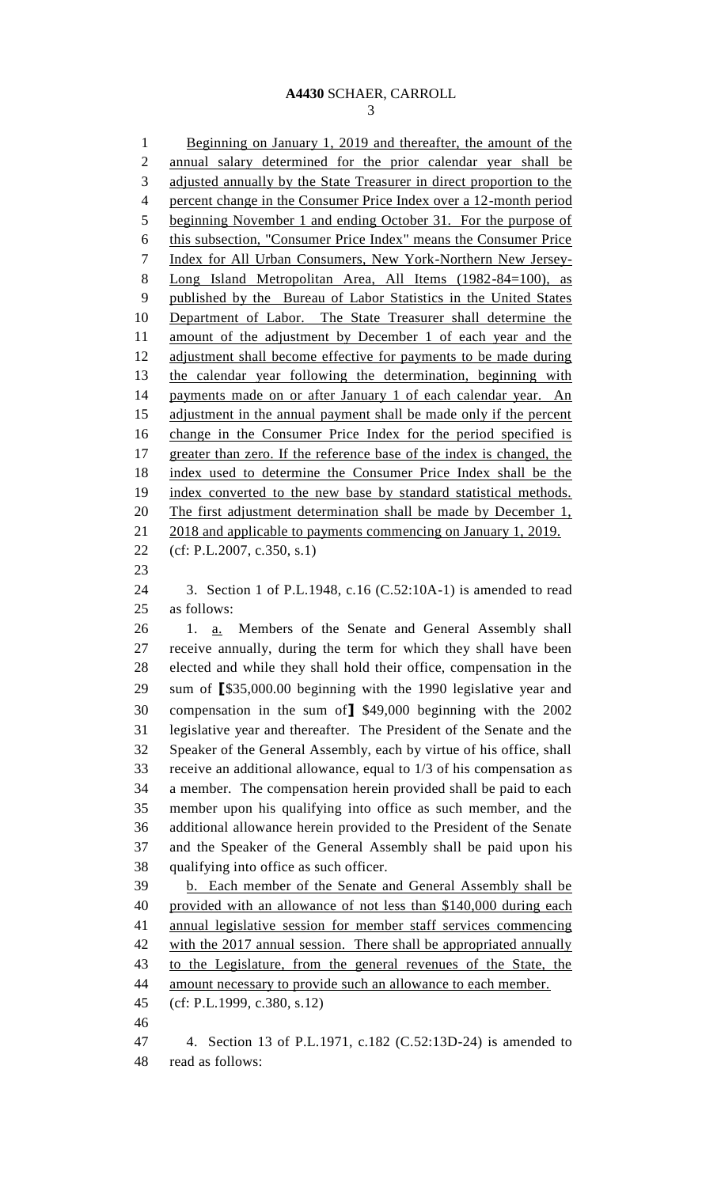Beginning on January 1, 2019 and thereafter, the amount of the annual salary determined for the prior calendar year shall be adjusted annually by the State Treasurer in direct proportion to the percent change in the Consumer Price Index over a 12-month period beginning November 1 and ending October 31. For the purpose of this subsection, "Consumer Price Index" means the Consumer Price Index for All Urban Consumers, New York-Northern New Jersey-Long Island Metropolitan Area, All Items (1982-84=100), as published by the Bureau of Labor Statistics in the United States Department of Labor. The State Treasurer shall determine the amount of the adjustment by December 1 of each year and the adjustment shall become effective for payments to be made during the calendar year following the determination, beginning with payments made on or after January 1 of each calendar year. An adjustment in the annual payment shall be made only if the percent change in the Consumer Price Index for the period specified is greater than zero. If the reference base of the index is changed, the index used to determine the Consumer Price Index shall be the index converted to the new base by standard statistical methods. The first adjustment determination shall be made by December 1, 2018 and applicable to payments commencing on January 1, 2019.

(cf: P.L.2007, c.350, s.1)

3. Section 1 of P.L.1948, c.16 (C.52:10A-1) is amended to read as follows:

1. a. Members of the Senate and General Assembly shall receive annually, during the term for which they shall have been elected and while they shall hold their office, compensation in the sum of ⟦$35,000.00 beginning with the 1990 legislative year and compensation in the sum of⟧ $49,000 beginning with the 2002 legislative year and thereafter. The President of the Senate and the Speaker of the General Assembly, each by virtue of his office, shall receive an additional allowance, equal to 1/3 of his compensation as a member. The compensation herein provided shall be paid to each member upon his qualifying into office as such member, and the additional allowance herein provided to the President of the Senate and the Speaker of the General Assembly shall be paid upon his qualifying into office as such officer.

b. Each member of the Senate and General Assembly shall be provided with an allowance of not less than $140,000 during each annual legislative session for member staff services commencing with the 2017 annual session. There shall be appropriated annually to the Legislature, from the general revenues of the State, the amount necessary to provide such an allowance to each member.

(cf: P.L.1999, c.380, s.12)

4. Section 13 of P.L.1971, c.182 (C.52:13D-24) is amended to read as follows: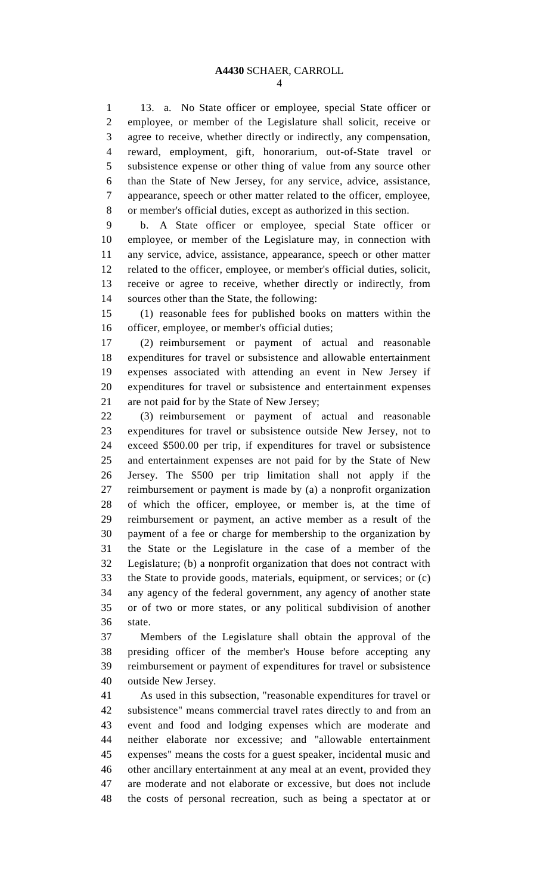13. a. No State officer or employee, special State officer or employee, or member of the Legislature shall solicit, receive or agree to receive, whether directly or indirectly, any compensation, reward, employment, gift, honorarium, out-of-State travel or subsistence expense or other thing of value from any source other than the State of New Jersey, for any service, advice, assistance, appearance, speech or other matter related to the officer, employee, or member's official duties, except as authorized in this section.

b. A State officer or employee, special State officer or employee, or member of the Legislature may, in connection with any service, advice, assistance, appearance, speech or other matter related to the officer, employee, or member's official duties, solicit, receive or agree to receive, whether directly or indirectly, from sources other than the State, the following:

(1) reasonable fees for published books on matters within the officer, employee, or member's official duties;

(2) reimbursement or payment of actual and reasonable expenditures for travel or subsistence and allowable entertainment expenses associated with attending an event in New Jersey if expenditures for travel or subsistence and entertainment expenses are not paid for by the State of New Jersey;

(3) reimbursement or payment of actual and reasonable expenditures for travel or subsistence outside New Jersey, not to exceed $500.00 per trip, if expenditures for travel or subsistence and entertainment expenses are not paid for by the State of New Jersey. The $500 per trip limitation shall not apply if the reimbursement or payment is made by (a) a nonprofit organization of which the officer, employee, or member is, at the time of reimbursement or payment, an active member as a result of the payment of a fee or charge for membership to the organization by the State or the Legislature in the case of a member of the Legislature; (b) a nonprofit organization that does not contract with the State to provide goods, materials, equipment, or services; or (c) any agency of the federal government, any agency of another state or of two or more states, or any political subdivision of another state.

Members of the Legislature shall obtain the approval of the presiding officer of the member's House before accepting any reimbursement or payment of expenditures for travel or subsistence outside New Jersey.

As used in this subsection, "reasonable expenditures for travel or subsistence" means commercial travel rates directly to and from an event and food and lodging expenses which are moderate and neither elaborate nor excessive; and "allowable entertainment expenses" means the costs for a guest speaker, incidental music and other ancillary entertainment at any meal at an event, provided they are moderate and not elaborate or excessive, but does not include the costs of personal recreation, such as being a spectator at or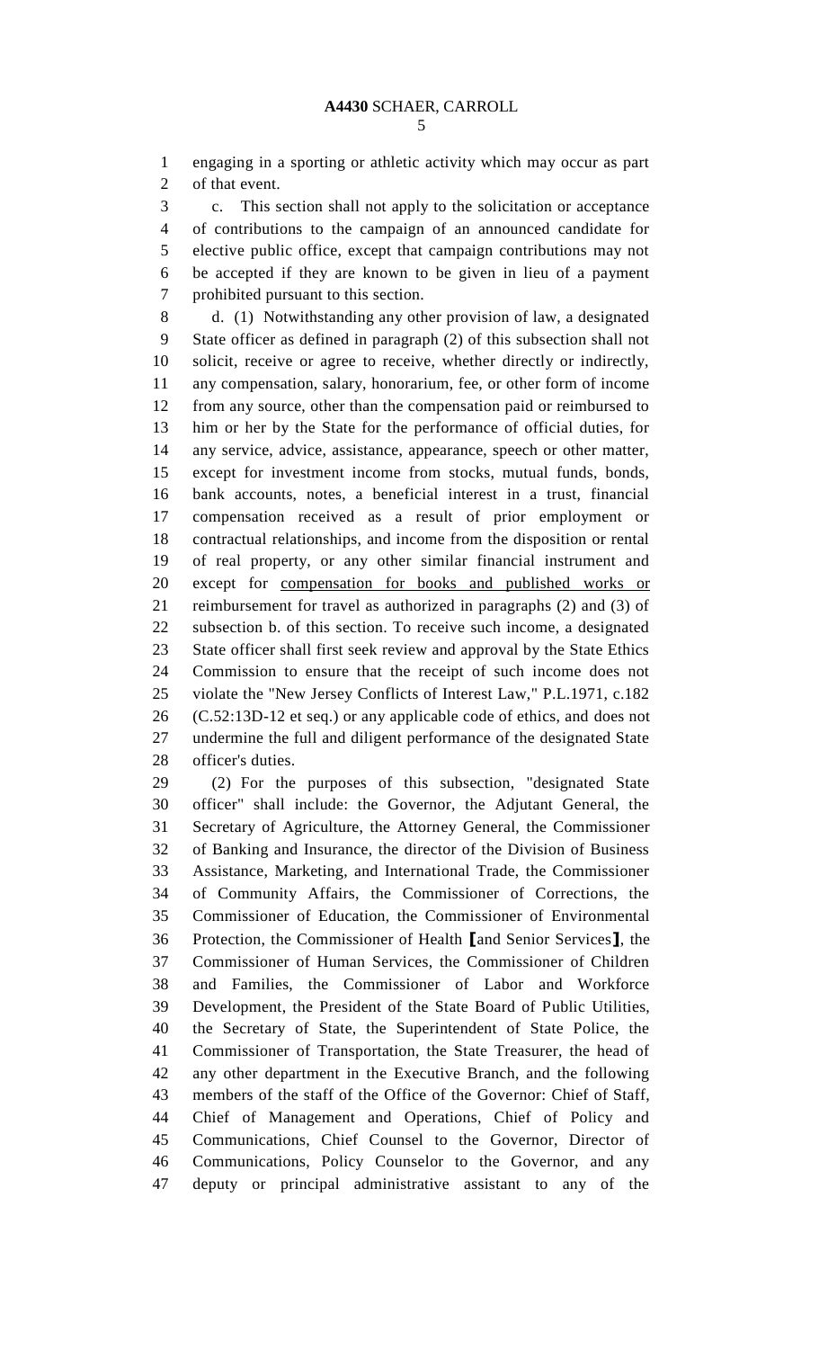engaging in a sporting or athletic activity which may occur as part of that event.

c. This section shall not apply to the solicitation or acceptance of contributions to the campaign of an announced candidate for elective public office, except that campaign contributions may not be accepted if they are known to be given in lieu of a payment prohibited pursuant to this section.

d. (1) Notwithstanding any other provision of law, a designated State officer as defined in paragraph (2) of this subsection shall not solicit, receive or agree to receive, whether directly or indirectly, any compensation, salary, honorarium, fee, or other form of income from any source, other than the compensation paid or reimbursed to him or her by the State for the performance of official duties, for any service, advice, assistance, appearance, speech or other matter, except for investment income from stocks, mutual funds, bonds, bank accounts, notes, a beneficial interest in a trust, financial compensation received as a result of prior employment or contractual relationships, and income from the disposition or rental of real property, or any other similar financial instrument and except for <u>compensation for books and published works or</u> reimbursement for travel as authorized in paragraphs (2) and (3) of subsection b. of this section. To receive such income, a designated State officer shall first seek review and approval by the State Ethics Commission to ensure that the receipt of such income does not violate the "New Jersey Conflicts of Interest Law," P.L.1971, c.182 (C.52:13D-12 et seq.) or any applicable code of ethics, and does not undermine the full and diligent performance of the designated State officer's duties.

(2) For the purposes of this subsection, "designated State officer" shall include: the Governor, the Adjutant General, the Secretary of Agriculture, the Attorney General, the Commissioner of Banking and Insurance, the director of the Division of Business Assistance, Marketing, and International Trade, the Commissioner of Community Affairs, the Commissioner of Corrections, the Commissioner of Education, the Commissioner of Environmental Protection, the Commissioner of Health [and Senior Services], the Commissioner of Human Services, the Commissioner of Children and Families, the Commissioner of Labor and Workforce Development, the President of the State Board of Public Utilities, the Secretary of State, the Superintendent of State Police, the Commissioner of Transportation, the State Treasurer, the head of any other department in the Executive Branch, and the following members of the staff of the Office of the Governor: Chief of Staff, Chief of Management and Operations, Chief of Policy and Communications, Chief Counsel to the Governor, Director of Communications, Policy Counselor to the Governor, and any deputy or principal administrative assistant to any of the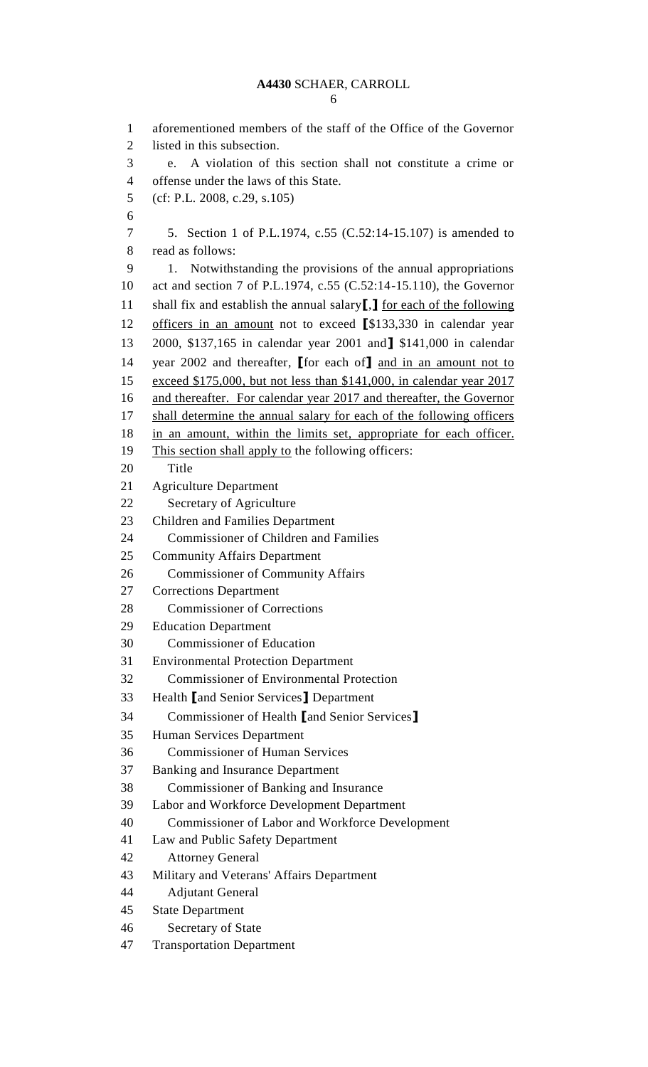aforementioned members of the staff of the Office of the Governor listed in this subsection.

e. A violation of this section shall not constitute a crime or offense under the laws of this State.

(cf: P.L. 2008, c.29, s.105)

5. Section 1 of P.L.1974, c.55 (C.52:14-15.107) is amended to read as follows:

1. Notwithstanding the provisions of the annual appropriations act and section 7 of P.L.1974, c.55 (C.52:14-15.110), the Governor shall fix and establish the annual salary[,] for each of the following officers in an amount not to exceed [$133,330 in calendar year 2000, $137,165 in calendar year 2001 and] $141,000 in calendar year 2002 and thereafter, [for each of] and in an amount not to exceed $175,000, but not less than $141,000, in calendar year 2017 and thereafter. For calendar year 2017 and thereafter, the Governor shall determine the annual salary for each of the following officers in an amount, within the limits set, appropriate for each officer. This section shall apply to the following officers:

Title

Agriculture Department
  Secretary of Agriculture
Children and Families Department
  Commissioner of Children and Families
Community Affairs Department
  Commissioner of Community Affairs
Corrections Department
  Commissioner of Corrections
Education Department
  Commissioner of Education
Environmental Protection Department
  Commissioner of Environmental Protection
Health [and Senior Services] Department
  Commissioner of Health [and Senior Services]
Human Services Department
  Commissioner of Human Services
Banking and Insurance Department
  Commissioner of Banking and Insurance
Labor and Workforce Development Department
  Commissioner of Labor and Workforce Development
Law and Public Safety Department
  Attorney General
Military and Veterans' Affairs Department
  Adjutant General
State Department
  Secretary of State
Transportation Department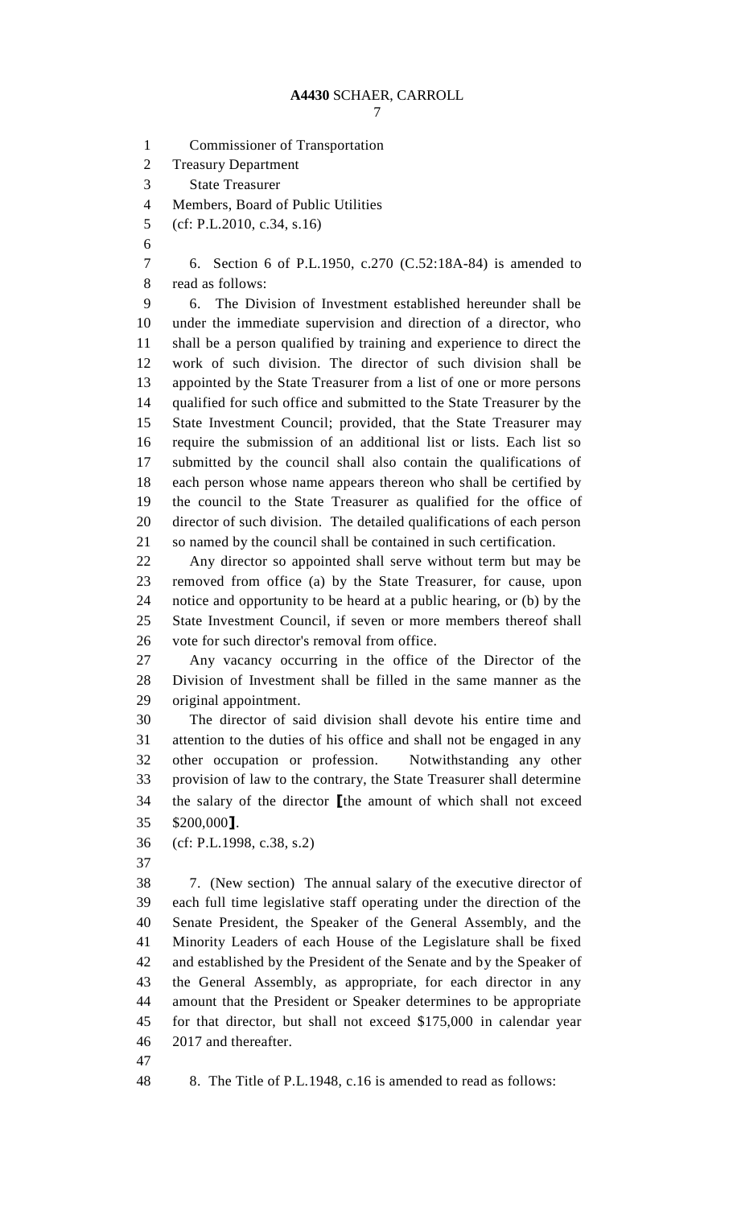Commissioner of Transportation

Treasury Department

State Treasurer

Members, Board of Public Utilities

(cf: P.L.2010, c.34, s.16)

6. Section 6 of P.L.1950, c.270 (C.52:18A-84) is amended to read as follows:

6. The Division of Investment established hereunder shall be under the immediate supervision and direction of a director, who shall be a person qualified by training and experience to direct the work of such division. The director of such division shall be appointed by the State Treasurer from a list of one or more persons qualified for such office and submitted to the State Treasurer by the State Investment Council; provided, that the State Treasurer may require the submission of an additional list or lists. Each list so submitted by the council shall also contain the qualifications of each person whose name appears thereon who shall be certified by the council to the State Treasurer as qualified for the office of director of such division. The detailed qualifications of each person so named by the council shall be contained in such certification.

Any director so appointed shall serve without term but may be removed from office (a) by the State Treasurer, for cause, upon notice and opportunity to be heard at a public hearing, or (b) by the State Investment Council, if seven or more members thereof shall vote for such director's removal from office.

Any vacancy occurring in the office of the Director of the Division of Investment shall be filled in the same manner as the original appointment.

The director of said division shall devote his entire time and attention to the duties of his office and shall not be engaged in any other occupation or profession. Notwithstanding any other provision of law to the contrary, the State Treasurer shall determine the salary of the director ⟦the amount of which shall not exceed $200,000⟧.

(cf: P.L.1998, c.38, s.2)

7. (New section) The annual salary of the executive director of each full time legislative staff operating under the direction of the Senate President, the Speaker of the General Assembly, and the Minority Leaders of each House of the Legislature shall be fixed and established by the President of the Senate and by the Speaker of the General Assembly, as appropriate, for each director in any amount that the President or Speaker determines to be appropriate for that director, but shall not exceed $175,000 in calendar year 2017 and thereafter.

8. The Title of P.L.1948, c.16 is amended to read as follows: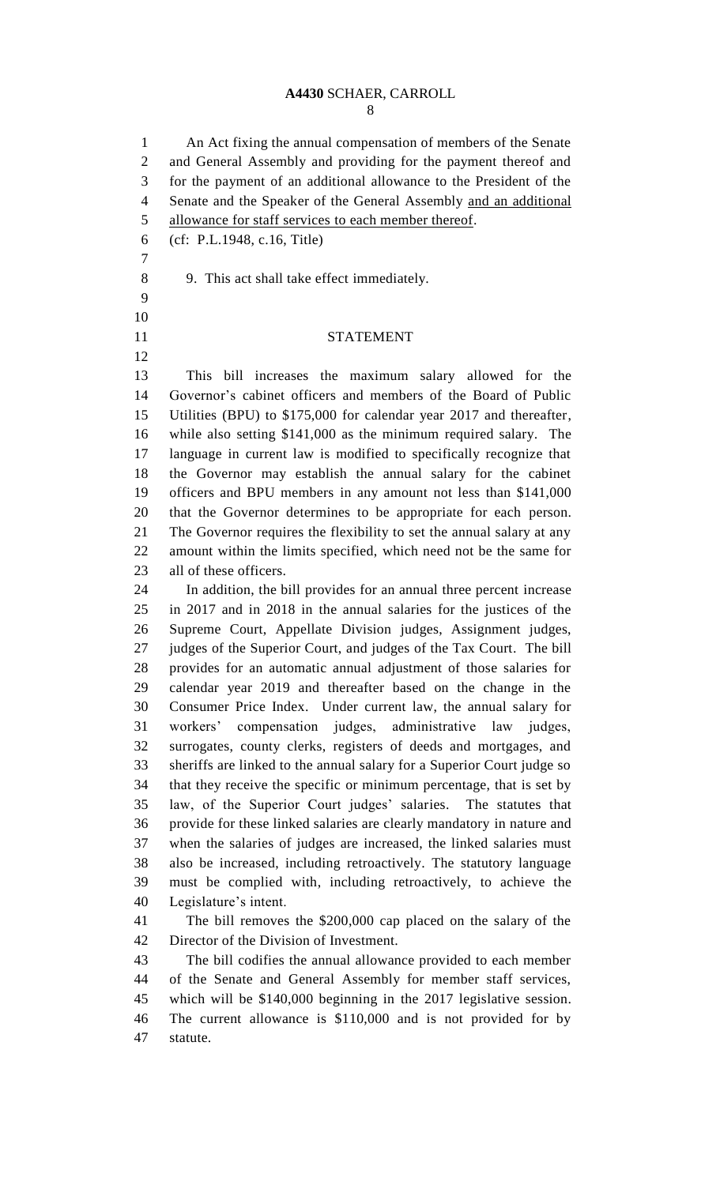An Act fixing the annual compensation of members of the Senate and General Assembly and providing for the payment thereof and for the payment of an additional allowance to the President of the Senate and the Speaker of the General Assembly <u>and an additional allowance for staff services to each member thereof</u>.

(cf: P.L.1948, c.16, Title)

9. This act shall take effect immediately.

## STATEMENT

This bill increases the maximum salary allowed for the Governor's cabinet officers and members of the Board of Public Utilities (BPU) to $175,000 for calendar year 2017 and thereafter, while also setting $141,000 as the minimum required salary. The language in current law is modified to specifically recognize that the Governor may establish the annual salary for the cabinet officers and BPU members in any amount not less than $141,000 that the Governor determines to be appropriate for each person. The Governor requires the flexibility to set the annual salary at any amount within the limits specified, which need not be the same for all of these officers.

In addition, the bill provides for an annual three percent increase in 2017 and in 2018 in the annual salaries for the justices of the Supreme Court, Appellate Division judges, Assignment judges, judges of the Superior Court, and judges of the Tax Court. The bill provides for an automatic annual adjustment of those salaries for calendar year 2019 and thereafter based on the change in the Consumer Price Index. Under current law, the annual salary for workers' compensation judges, administrative law judges, surrogates, county clerks, registers of deeds and mortgages, and sheriffs are linked to the annual salary for a Superior Court judge so that they receive the specific or minimum percentage, that is set by law, of the Superior Court judges' salaries. The statutes that provide for these linked salaries are clearly mandatory in nature and when the salaries of judges are increased, the linked salaries must also be increased, including retroactively. The statutory language must be complied with, including retroactively, to achieve the Legislature's intent.

The bill removes the $200,000 cap placed on the salary of the Director of the Division of Investment.

The bill codifies the annual allowance provided to each member of the Senate and General Assembly for member staff services, which will be $140,000 beginning in the 2017 legislative session. The current allowance is $110,000 and is not provided for by statute.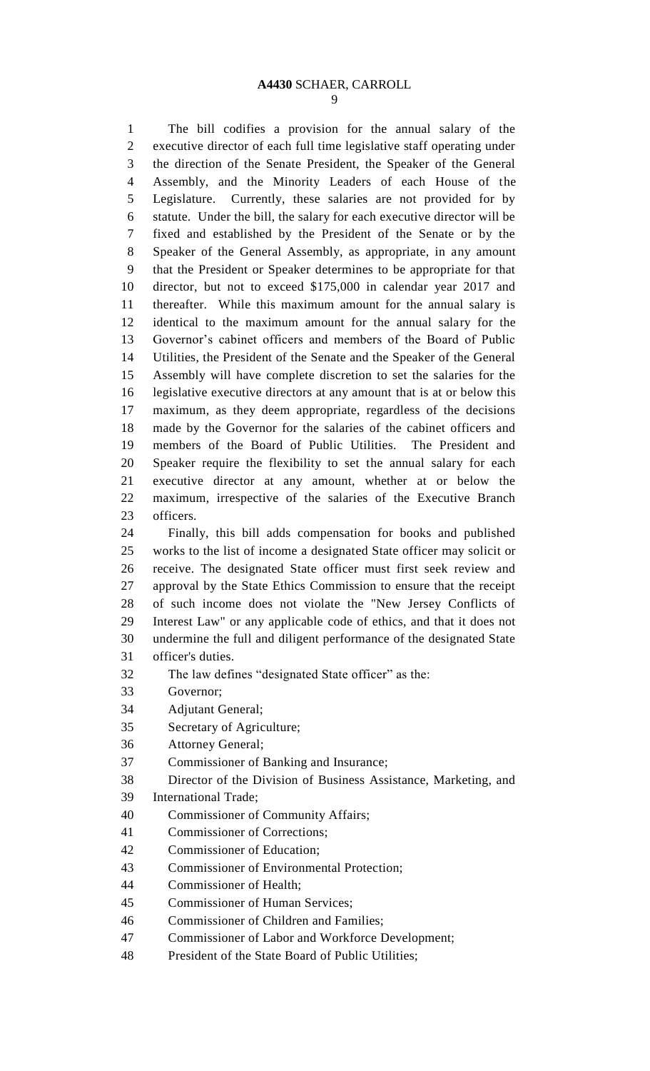The bill codifies a provision for the annual salary of the executive director of each full time legislative staff operating under the direction of the Senate President, the Speaker of the General Assembly, and the Minority Leaders of each House of the Legislature. Currently, these salaries are not provided for by statute. Under the bill, the salary for each executive director will be fixed and established by the President of the Senate or by the Speaker of the General Assembly, as appropriate, in any amount that the President or Speaker determines to be appropriate for that director, but not to exceed $175,000 in calendar year 2017 and thereafter. While this maximum amount for the annual salary is identical to the maximum amount for the annual salary for the Governor's cabinet officers and members of the Board of Public Utilities, the President of the Senate and the Speaker of the General Assembly will have complete discretion to set the salaries for the legislative executive directors at any amount that is at or below this maximum, as they deem appropriate, regardless of the decisions made by the Governor for the salaries of the cabinet officers and members of the Board of Public Utilities. The President and Speaker require the flexibility to set the annual salary for each executive director at any amount, whether at or below the maximum, irrespective of the salaries of the Executive Branch officers.

Finally, this bill adds compensation for books and published works to the list of income a designated State officer may solicit or receive. The designated State officer must first seek review and approval by the State Ethics Commission to ensure that the receipt of such income does not violate the "New Jersey Conflicts of Interest Law" or any applicable code of ethics, and that it does not undermine the full and diligent performance of the designated State officer's duties.

The law defines "designated State officer" as the:

Governor;

Adjutant General;

Secretary of Agriculture;

Attorney General;

Commissioner of Banking and Insurance;

Director of the Division of Business Assistance, Marketing, and International Trade;

Commissioner of Community Affairs;

Commissioner of Corrections;

Commissioner of Education;

Commissioner of Environmental Protection;

Commissioner of Health;

Commissioner of Human Services;

Commissioner of Children and Families;

Commissioner of Labor and Workforce Development;

President of the State Board of Public Utilities;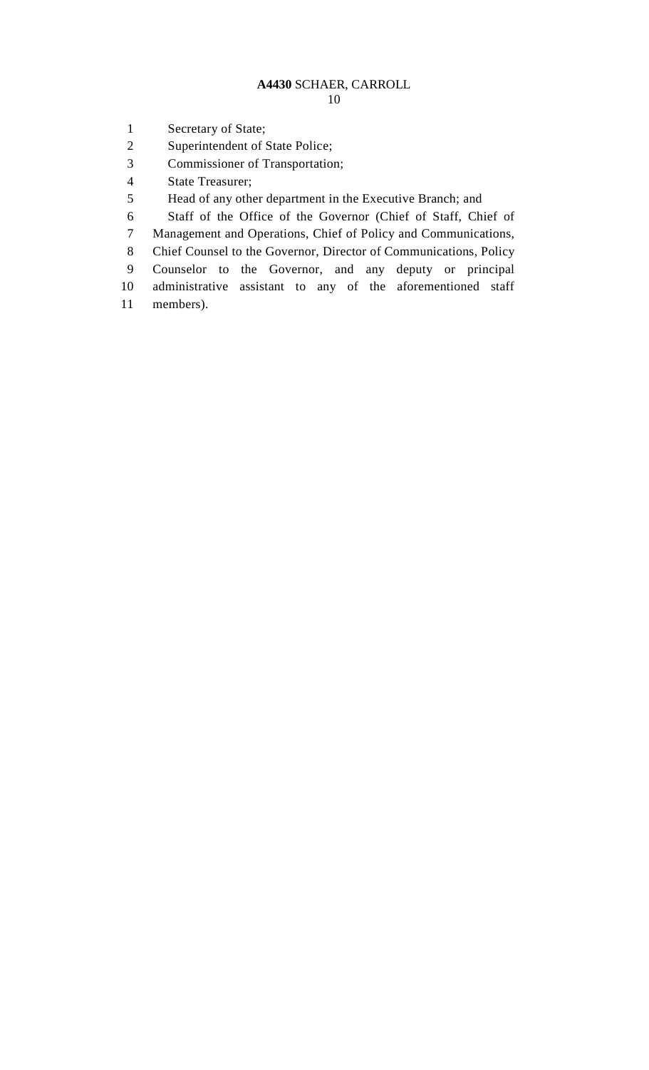Secretary of State;

Superintendent of State Police;

Commissioner of Transportation;

State Treasurer;

Head of any other department in the Executive Branch; and

Staff of the Office of the Governor (Chief of Staff, Chief of Management and Operations, Chief of Policy and Communications, Chief Counsel to the Governor, Director of Communications, Policy Counselor to the Governor, and any deputy or principal administrative assistant to any of the aforementioned staff members).